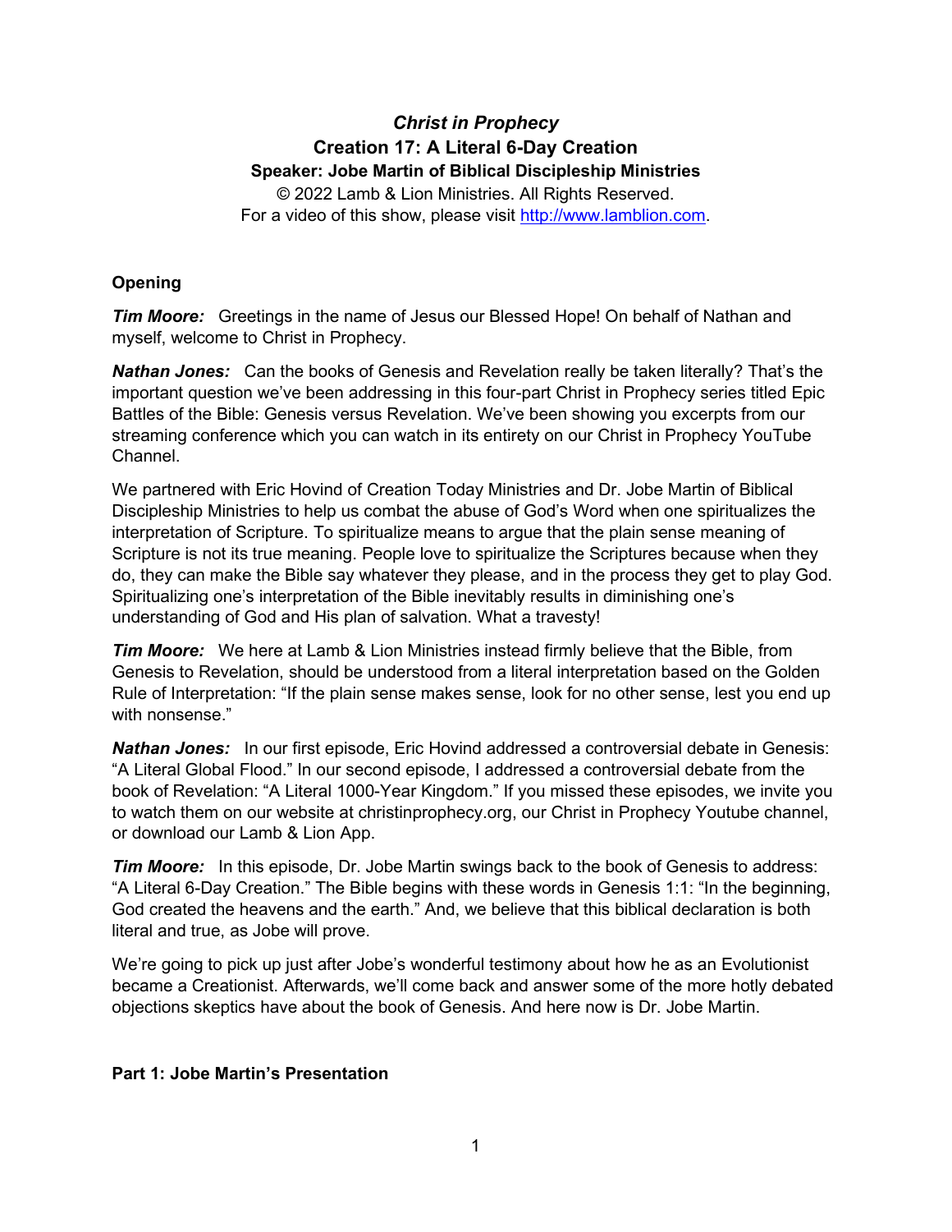# *Christ in Prophecy*

## Creation 17: A Literal 6-Day Creation

### Speaker: Jobe Martin of Biblical Discipleship Ministries

© 2022 Lamb & Lion Ministries. All Rights Reserved.
For a video of this show, please visit http://www.lamblion.com.

**Opening**

***Tim Moore:*** Greetings in the name of Jesus our Blessed Hope! On behalf of Nathan and myself, welcome to Christ in Prophecy.

***Nathan Jones:*** Can the books of Genesis and Revelation really be taken literally? That's the important question we've been addressing in this four-part Christ in Prophecy series titled Epic Battles of the Bible: Genesis versus Revelation. We've been showing you excerpts from our streaming conference which you can watch in its entirety on our Christ in Prophecy YouTube Channel.

We partnered with Eric Hovind of Creation Today Ministries and Dr. Jobe Martin of Biblical Discipleship Ministries to help us combat the abuse of God's Word when one spiritualizes the interpretation of Scripture. To spiritualize means to argue that the plain sense meaning of Scripture is not its true meaning. People love to spiritualize the Scriptures because when they do, they can make the Bible say whatever they please, and in the process they get to play God. Spiritualizing one's interpretation of the Bible inevitably results in diminishing one's understanding of God and His plan of salvation. What a travesty!

***Tim Moore:*** We here at Lamb & Lion Ministries instead firmly believe that the Bible, from Genesis to Revelation, should be understood from a literal interpretation based on the Golden Rule of Interpretation: "If the plain sense makes sense, look for no other sense, lest you end up with nonsense."

***Nathan Jones:*** In our first episode, Eric Hovind addressed a controversial debate in Genesis: "A Literal Global Flood." In our second episode, I addressed a controversial debate from the book of Revelation: "A Literal 1000-Year Kingdom." If you missed these episodes, we invite you to watch them on our website at christinprophecy.org, our Christ in Prophecy Youtube channel, or download our Lamb & Lion App.

***Tim Moore:*** In this episode, Dr. Jobe Martin swings back to the book of Genesis to address: "A Literal 6-Day Creation." The Bible begins with these words in Genesis 1:1: "In the beginning, God created the heavens and the earth." And, we believe that this biblical declaration is both literal and true, as Jobe will prove.

We're going to pick up just after Jobe's wonderful testimony about how he as an Evolutionist became a Creationist. Afterwards, we'll come back and answer some of the more hotly debated objections skeptics have about the book of Genesis. And here now is Dr. Jobe Martin.

**Part 1: Jobe Martin's Presentation**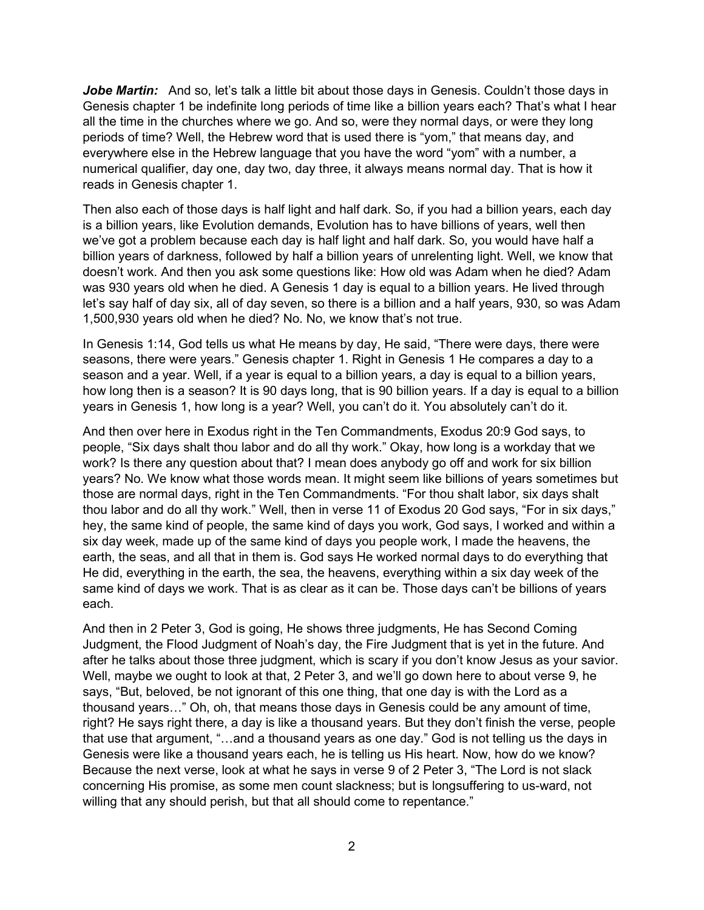***Jobe Martin:*** And so, let's talk a little bit about those days in Genesis. Couldn't those days in Genesis chapter 1 be indefinite long periods of time like a billion years each? That's what I hear all the time in the churches where we go. And so, were they normal days, or were they long periods of time? Well, the Hebrew word that is used there is "yom," that means day, and everywhere else in the Hebrew language that you have the word "yom" with a number, a numerical qualifier, day one, day two, day three, it always means normal day. That is how it reads in Genesis chapter 1.

Then also each of those days is half light and half dark. So, if you had a billion years, each day is a billion years, like Evolution demands, Evolution has to have billions of years, well then we've got a problem because each day is half light and half dark. So, you would have half a billion years of darkness, followed by half a billion years of unrelenting light. Well, we know that doesn't work. And then you ask some questions like: How old was Adam when he died? Adam was 930 years old when he died. A Genesis 1 day is equal to a billion years. He lived through let's say half of day six, all of day seven, so there is a billion and a half years, 930, so was Adam 1,500,930 years old when he died? No. No, we know that's not true.

In Genesis 1:14, God tells us what He means by day, He said, "There were days, there were seasons, there were years." Genesis chapter 1. Right in Genesis 1 He compares a day to a season and a year. Well, if a year is equal to a billion years, a day is equal to a billion years, how long then is a season? It is 90 days long, that is 90 billion years. If a day is equal to a billion years in Genesis 1, how long is a year? Well, you can't do it. You absolutely can't do it.

And then over here in Exodus right in the Ten Commandments, Exodus 20:9 God says, to people, "Six days shalt thou labor and do all thy work." Okay, how long is a workday that we work? Is there any question about that? I mean does anybody go off and work for six billion years? No. We know what those words mean. It might seem like billions of years sometimes but those are normal days, right in the Ten Commandments. "For thou shalt labor, six days shalt thou labor and do all thy work." Well, then in verse 11 of Exodus 20 God says, "For in six days," hey, the same kind of people, the same kind of days you work, God says, I worked and within a six day week, made up of the same kind of days you people work, I made the heavens, the earth, the seas, and all that in them is. God says He worked normal days to do everything that He did, everything in the earth, the sea, the heavens, everything within a six day week of the same kind of days we work. That is as clear as it can be. Those days can't be billions of years each.

And then in 2 Peter 3, God is going, He shows three judgments, He has Second Coming Judgment, the Flood Judgment of Noah's day, the Fire Judgment that is yet in the future. And after he talks about those three judgment, which is scary if you don't know Jesus as your savior. Well, maybe we ought to look at that, 2 Peter 3, and we'll go down here to about verse 9, he says, "But, beloved, be not ignorant of this one thing, that one day is with the Lord as a thousand years…" Oh, oh, that means those days in Genesis could be any amount of time, right? He says right there, a day is like a thousand years. But they don't finish the verse, people that use that argument, "…and a thousand years as one day." God is not telling us the days in Genesis were like a thousand years each, he is telling us His heart. Now, how do we know? Because the next verse, look at what he says in verse 9 of 2 Peter 3, "The Lord is not slack concerning His promise, as some men count slackness; but is longsuffering to us-ward, not willing that any should perish, but that all should come to repentance."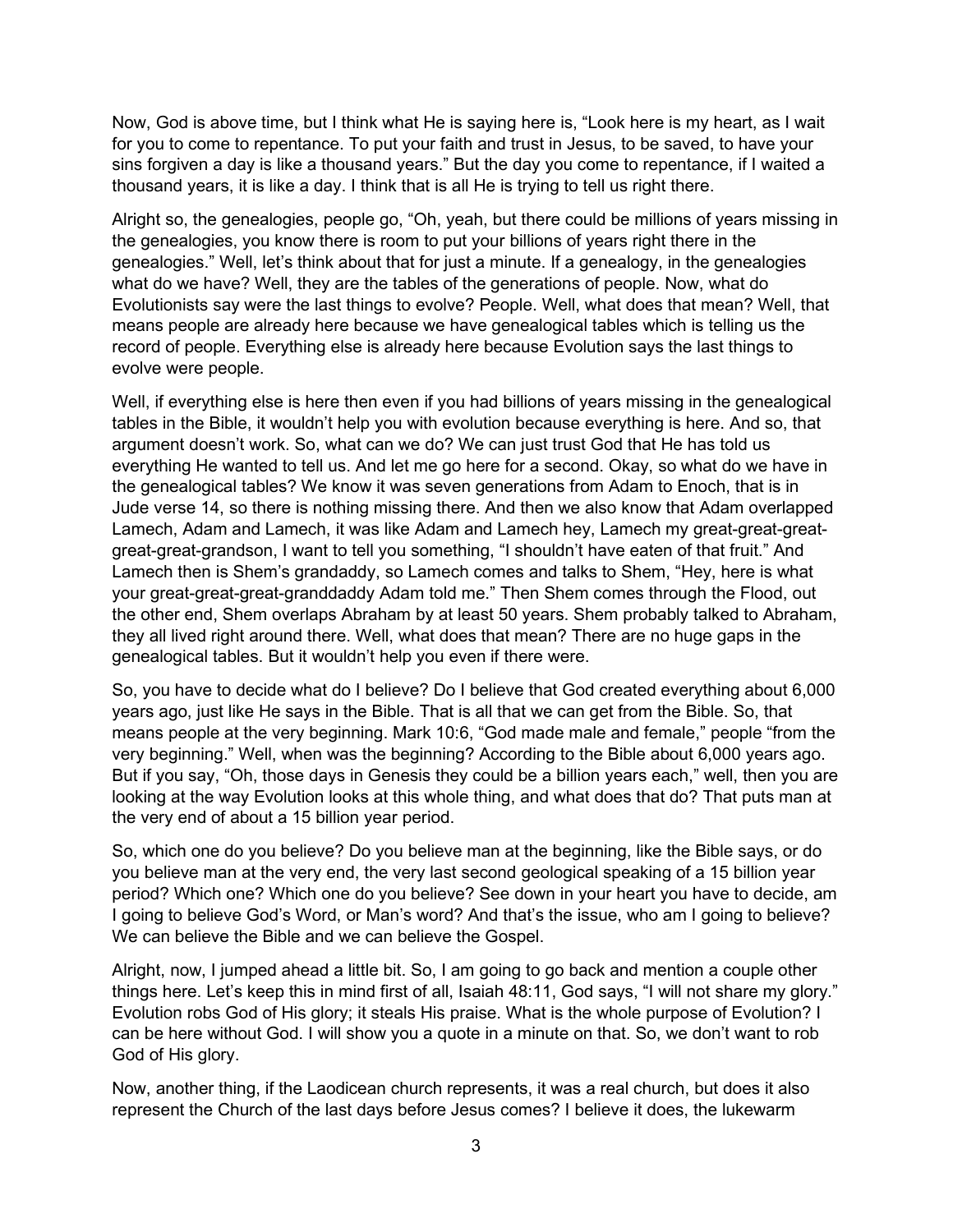Now, God is above time, but I think what He is saying here is, "Look here is my heart, as I wait for you to come to repentance. To put your faith and trust in Jesus, to be saved, to have your sins forgiven a day is like a thousand years." But the day you come to repentance, if I waited a thousand years, it is like a day. I think that is all He is trying to tell us right there.

Alright so, the genealogies, people go, "Oh, yeah, but there could be millions of years missing in the genealogies, you know there is room to put your billions of years right there in the genealogies." Well, let's think about that for just a minute. If a genealogy, in the genealogies what do we have? Well, they are the tables of the generations of people. Now, what do Evolutionists say were the last things to evolve? People. Well, what does that mean? Well, that means people are already here because we have genealogical tables which is telling us the record of people. Everything else is already here because Evolution says the last things to evolve were people.

Well, if everything else is here then even if you had billions of years missing in the genealogical tables in the Bible, it wouldn't help you with evolution because everything is here. And so, that argument doesn't work. So, what can we do? We can just trust God that He has told us everything He wanted to tell us. And let me go here for a second. Okay, so what do we have in the genealogical tables? We know it was seven generations from Adam to Enoch, that is in Jude verse 14, so there is nothing missing there. And then we also know that Adam overlapped Lamech, Adam and Lamech, it was like Adam and Lamech hey, Lamech my great-great-great-great-great-grandson, I want to tell you something, "I shouldn't have eaten of that fruit." And Lamech then is Shem's grandaddy, so Lamech comes and talks to Shem, "Hey, here is what your great-great-great-granddaddy Adam told me." Then Shem comes through the Flood, out the other end, Shem overlaps Abraham by at least 50 years. Shem probably talked to Abraham, they all lived right around there. Well, what does that mean? There are no huge gaps in the genealogical tables. But it wouldn't help you even if there were.

So, you have to decide what do I believe? Do I believe that God created everything about 6,000 years ago, just like He says in the Bible. That is all that we can get from the Bible. So, that means people at the very beginning. Mark 10:6, "God made male and female," people "from the very beginning." Well, when was the beginning? According to the Bible about 6,000 years ago. But if you say, "Oh, those days in Genesis they could be a billion years each," well, then you are looking at the way Evolution looks at this whole thing, and what does that do? That puts man at the very end of about a 15 billion year period.

So, which one do you believe? Do you believe man at the beginning, like the Bible says, or do you believe man at the very end, the very last second geological speaking of a 15 billion year period? Which one? Which one do you believe? See down in your heart you have to decide, am I going to believe God's Word, or Man's word? And that's the issue, who am I going to believe? We can believe the Bible and we can believe the Gospel.

Alright, now, I jumped ahead a little bit. So, I am going to go back and mention a couple other things here. Let's keep this in mind first of all, Isaiah 48:11, God says, "I will not share my glory." Evolution robs God of His glory; it steals His praise. What is the whole purpose of Evolution? I can be here without God. I will show you a quote in a minute on that. So, we don't want to rob God of His glory.

Now, another thing, if the Laodicean church represents, it was a real church, but does it also represent the Church of the last days before Jesus comes? I believe it does, the lukewarm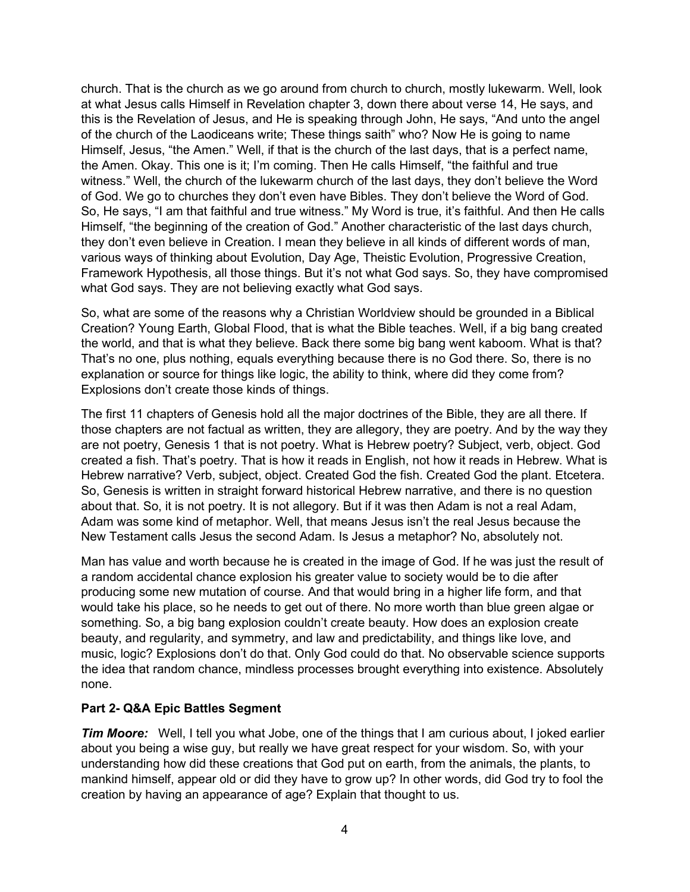church. That is the church as we go around from church to church, mostly lukewarm. Well, look at what Jesus calls Himself in Revelation chapter 3, down there about verse 14, He says, and this is the Revelation of Jesus, and He is speaking through John, He says, "And unto the angel of the church of the Laodiceans write; These things saith" who? Now He is going to name Himself, Jesus, "the Amen." Well, if that is the church of the last days, that is a perfect name, the Amen. Okay. This one is it; I'm coming. Then He calls Himself, "the faithful and true witness." Well, the church of the lukewarm church of the last days, they don't believe the Word of God. We go to churches they don't even have Bibles. They don't believe the Word of God. So, He says, "I am that faithful and true witness." My Word is true, it's faithful. And then He calls Himself, "the beginning of the creation of God." Another characteristic of the last days church, they don't even believe in Creation. I mean they believe in all kinds of different words of man, various ways of thinking about Evolution, Day Age, Theistic Evolution, Progressive Creation, Framework Hypothesis, all those things. But it's not what God says. So, they have compromised what God says. They are not believing exactly what God says.

So, what are some of the reasons why a Christian Worldview should be grounded in a Biblical Creation? Young Earth, Global Flood, that is what the Bible teaches. Well, if a big bang created the world, and that is what they believe. Back there some big bang went kaboom. What is that? That's no one, plus nothing, equals everything because there is no God there. So, there is no explanation or source for things like logic, the ability to think, where did they come from? Explosions don't create those kinds of things.

The first 11 chapters of Genesis hold all the major doctrines of the Bible, they are all there. If those chapters are not factual as written, they are allegory, they are poetry. And by the way they are not poetry, Genesis 1 that is not poetry. What is Hebrew poetry? Subject, verb, object. God created a fish. That's poetry. That is how it reads in English, not how it reads in Hebrew. What is Hebrew narrative? Verb, subject, object. Created God the fish. Created God the plant. Etcetera. So, Genesis is written in straight forward historical Hebrew narrative, and there is no question about that. So, it is not poetry. It is not allegory. But if it was then Adam is not a real Adam, Adam was some kind of metaphor. Well, that means Jesus isn't the real Jesus because the New Testament calls Jesus the second Adam. Is Jesus a metaphor? No, absolutely not.

Man has value and worth because he is created in the image of God. If he was just the result of a random accidental chance explosion his greater value to society would be to die after producing some new mutation of course. And that would bring in a higher life form, and that would take his place, so he needs to get out of there. No more worth than blue green algae or something. So, a big bang explosion couldn't create beauty. How does an explosion create beauty, and regularity, and symmetry, and law and predictability, and things like love, and music, logic? Explosions don't do that. Only God could do that. No observable science supports the idea that random chance, mindless processes brought everything into existence. Absolutely none.

**Part 2- Q&A Epic Battles Segment**

***Tim Moore:*** Well, I tell you what Jobe, one of the things that I am curious about, I joked earlier about you being a wise guy, but really we have great respect for your wisdom. So, with your understanding how did these creations that God put on earth, from the animals, the plants, to mankind himself, appear old or did they have to grow up? In other words, did God try to fool the creation by having an appearance of age? Explain that thought to us.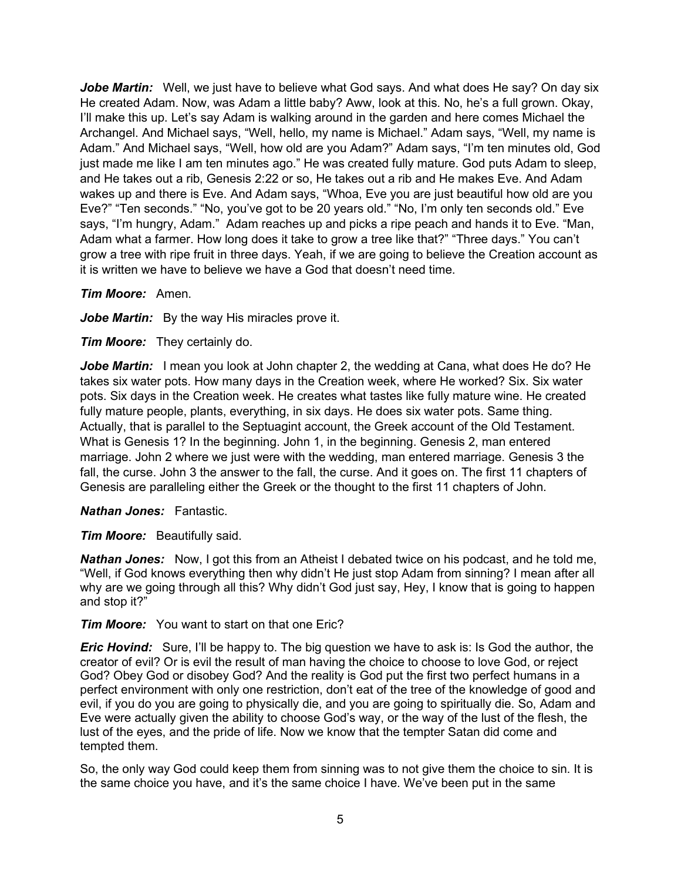***Jobe Martin:*** Well, we just have to believe what God says. And what does He say? On day six He created Adam. Now, was Adam a little baby? Aww, look at this. No, he's a full grown. Okay, I'll make this up. Let's say Adam is walking around in the garden and here comes Michael the Archangel. And Michael says, "Well, hello, my name is Michael." Adam says, "Well, my name is Adam." And Michael says, "Well, how old are you Adam?" Adam says, "I'm ten minutes old, God just made me like I am ten minutes ago." He was created fully mature. God puts Adam to sleep, and He takes out a rib, Genesis 2:22 or so, He takes out a rib and He makes Eve. And Adam wakes up and there is Eve. And Adam says, "Whoa, Eve you are just beautiful how old are you Eve?" "Ten seconds." "No, you've got to be 20 years old." "No, I'm only ten seconds old." Eve says, "I'm hungry, Adam." Adam reaches up and picks a ripe peach and hands it to Eve. "Man, Adam what a farmer. How long does it take to grow a tree like that?" "Three days." You can't grow a tree with ripe fruit in three days. Yeah, if we are going to believe the Creation account as it is written we have to believe we have a God that doesn't need time.

***Tim Moore:*** Amen.

***Jobe Martin:*** By the way His miracles prove it.

***Tim Moore:*** They certainly do.

***Jobe Martin:*** I mean you look at John chapter 2, the wedding at Cana, what does He do? He takes six water pots. How many days in the Creation week, where He worked? Six. Six water pots. Six days in the Creation week. He creates what tastes like fully mature wine. He created fully mature people, plants, everything, in six days. He does six water pots. Same thing. Actually, that is parallel to the Septuagint account, the Greek account of the Old Testament. What is Genesis 1? In the beginning. John 1, in the beginning. Genesis 2, man entered marriage. John 2 where we just were with the wedding, man entered marriage. Genesis 3 the fall, the curse. John 3 the answer to the fall, the curse. And it goes on. The first 11 chapters of Genesis are paralleling either the Greek or the thought to the first 11 chapters of John.

***Nathan Jones:*** Fantastic.

***Tim Moore:*** Beautifully said.

***Nathan Jones:*** Now, I got this from an Atheist I debated twice on his podcast, and he told me, "Well, if God knows everything then why didn't He just stop Adam from sinning? I mean after all why are we going through all this? Why didn't God just say, Hey, I know that is going to happen and stop it?"

***Tim Moore:*** You want to start on that one Eric?

***Eric Hovind:*** Sure, I'll be happy to. The big question we have to ask is: Is God the author, the creator of evil? Or is evil the result of man having the choice to choose to love God, or reject God? Obey God or disobey God? And the reality is God put the first two perfect humans in a perfect environment with only one restriction, don't eat of the tree of the knowledge of good and evil, if you do you are going to physically die, and you are going to spiritually die. So, Adam and Eve were actually given the ability to choose God's way, or the way of the lust of the flesh, the lust of the eyes, and the pride of life. Now we know that the tempter Satan did come and tempted them.

So, the only way God could keep them from sinning was to not give them the choice to sin. It is the same choice you have, and it's the same choice I have. We've been put in the same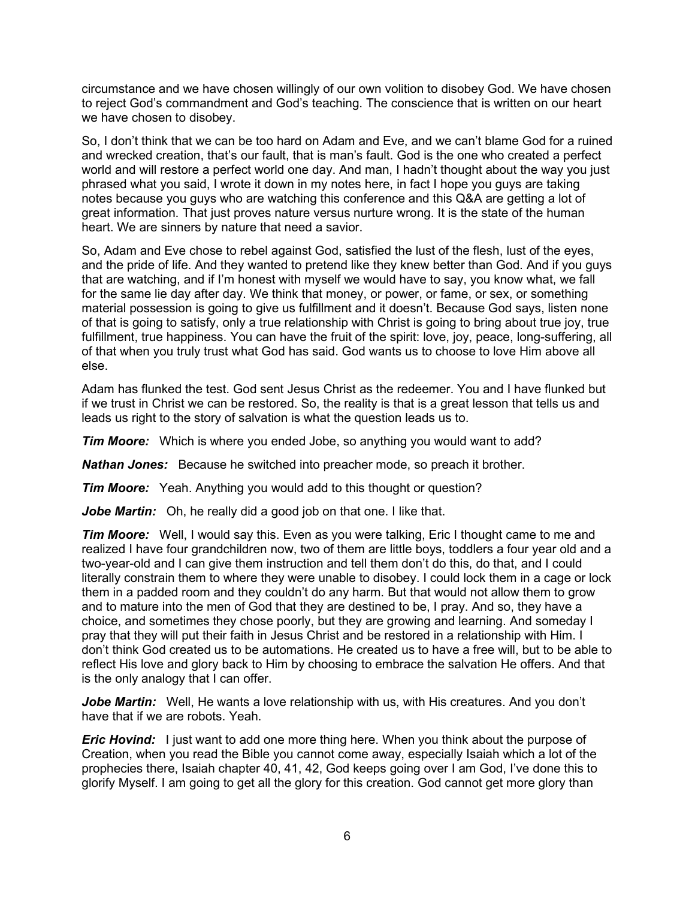circumstance and we have chosen willingly of our own volition to disobey God. We have chosen to reject God's commandment and God's teaching. The conscience that is written on our heart we have chosen to disobey.

So, I don't think that we can be too hard on Adam and Eve, and we can't blame God for a ruined and wrecked creation, that's our fault, that is man's fault. God is the one who created a perfect world and will restore a perfect world one day. And man, I hadn't thought about the way you just phrased what you said, I wrote it down in my notes here, in fact I hope you guys are taking notes because you guys who are watching this conference and this Q&A are getting a lot of great information. That just proves nature versus nurture wrong. It is the state of the human heart. We are sinners by nature that need a savior.

So, Adam and Eve chose to rebel against God, satisfied the lust of the flesh, lust of the eyes, and the pride of life. And they wanted to pretend like they knew better than God. And if you guys that are watching, and if I'm honest with myself we would have to say, you know what, we fall for the same lie day after day. We think that money, or power, or fame, or sex, or something material possession is going to give us fulfillment and it doesn't. Because God says, listen none of that is going to satisfy, only a true relationship with Christ is going to bring about true joy, true fulfillment, true happiness. You can have the fruit of the spirit: love, joy, peace, long-suffering, all of that when you truly trust what God has said. God wants us to choose to love Him above all else.

Adam has flunked the test. God sent Jesus Christ as the redeemer. You and I have flunked but if we trust in Christ we can be restored. So, the reality is that is a great lesson that tells us and leads us right to the story of salvation is what the question leads us to.

***Tim Moore:*** Which is where you ended Jobe, so anything you would want to add?

***Nathan Jones:*** Because he switched into preacher mode, so preach it brother.

***Tim Moore:*** Yeah. Anything you would add to this thought or question?

***Jobe Martin:*** Oh, he really did a good job on that one. I like that.

***Tim Moore:*** Well, I would say this. Even as you were talking, Eric I thought came to me and realized I have four grandchildren now, two of them are little boys, toddlers a four year old and a two-year-old and I can give them instruction and tell them don't do this, do that, and I could literally constrain them to where they were unable to disobey. I could lock them in a cage or lock them in a padded room and they couldn't do any harm. But that would not allow them to grow and to mature into the men of God that they are destined to be, I pray. And so, they have a choice, and sometimes they chose poorly, but they are growing and learning. And someday I pray that they will put their faith in Jesus Christ and be restored in a relationship with Him. I don't think God created us to be automations. He created us to have a free will, but to be able to reflect His love and glory back to Him by choosing to embrace the salvation He offers. And that is the only analogy that I can offer.

***Jobe Martin:*** Well, He wants a love relationship with us, with His creatures. And you don't have that if we are robots. Yeah.

***Eric Hovind:*** I just want to add one more thing here. When you think about the purpose of Creation, when you read the Bible you cannot come away, especially Isaiah which a lot of the prophecies there, Isaiah chapter 40, 41, 42, God keeps going over I am God, I've done this to glorify Myself. I am going to get all the glory for this creation. God cannot get more glory than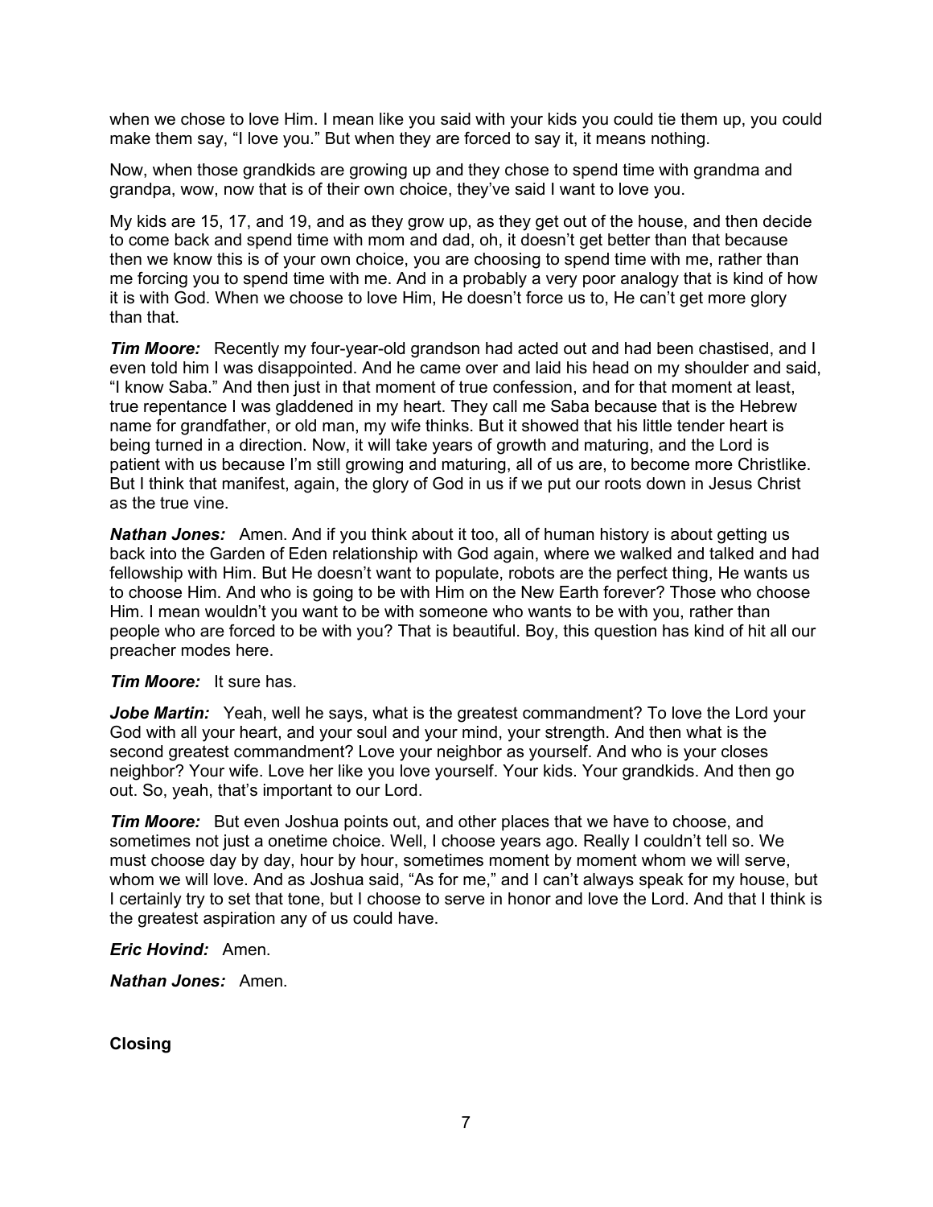when we chose to love Him. I mean like you said with your kids you could tie them up, you could make them say, "I love you." But when they are forced to say it, it means nothing.

Now, when those grandkids are growing up and they chose to spend time with grandma and grandpa, wow, now that is of their own choice, they've said I want to love you.

My kids are 15, 17, and 19, and as they grow up, as they get out of the house, and then decide to come back and spend time with mom and dad, oh, it doesn't get better than that because then we know this is of your own choice, you are choosing to spend time with me, rather than me forcing you to spend time with me. And in a probably a very poor analogy that is kind of how it is with God. When we choose to love Him, He doesn't force us to, He can't get more glory than that.

***Tim Moore:*** Recently my four-year-old grandson had acted out and had been chastised, and I even told him I was disappointed. And he came over and laid his head on my shoulder and said, "I know Saba." And then just in that moment of true confession, and for that moment at least, true repentance I was gladdened in my heart. They call me Saba because that is the Hebrew name for grandfather, or old man, my wife thinks. But it showed that his little tender heart is being turned in a direction. Now, it will take years of growth and maturing, and the Lord is patient with us because I'm still growing and maturing, all of us are, to become more Christlike. But I think that manifest, again, the glory of God in us if we put our roots down in Jesus Christ as the true vine.

***Nathan Jones:*** Amen. And if you think about it too, all of human history is about getting us back into the Garden of Eden relationship with God again, where we walked and talked and had fellowship with Him. But He doesn't want to populate, robots are the perfect thing, He wants us to choose Him. And who is going to be with Him on the New Earth forever? Those who choose Him. I mean wouldn't you want to be with someone who wants to be with you, rather than people who are forced to be with you? That is beautiful. Boy, this question has kind of hit all our preacher modes here.

***Tim Moore:*** It sure has.

***Jobe Martin:*** Yeah, well he says, what is the greatest commandment? To love the Lord your God with all your heart, and your soul and your mind, your strength. And then what is the second greatest commandment? Love your neighbor as yourself. And who is your closes neighbor? Your wife. Love her like you love yourself. Your kids. Your grandkids. And then go out. So, yeah, that's important to our Lord.

***Tim Moore:*** But even Joshua points out, and other places that we have to choose, and sometimes not just a onetime choice. Well, I choose years ago. Really I couldn't tell so. We must choose day by day, hour by hour, sometimes moment by moment whom we will serve, whom we will love. And as Joshua said, "As for me," and I can't always speak for my house, but I certainly try to set that tone, but I choose to serve in honor and love the Lord. And that I think is the greatest aspiration any of us could have.

***Eric Hovind:*** Amen.

***Nathan Jones:*** Amen.

**Closing**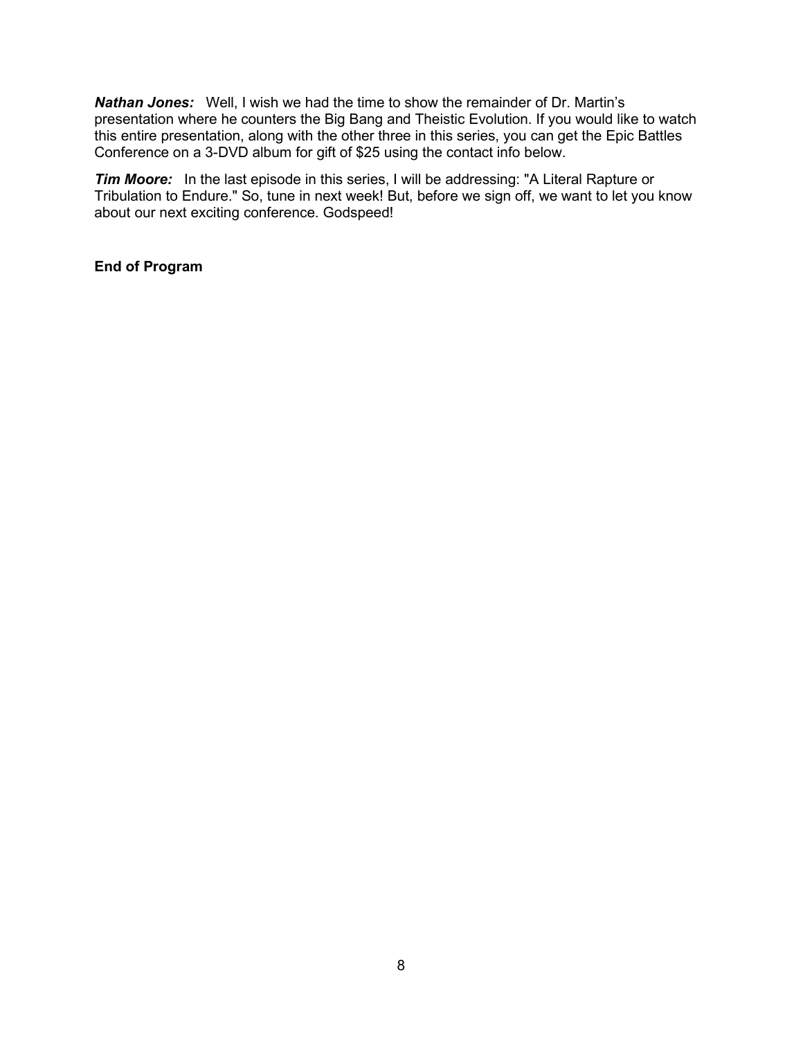***Nathan Jones:*** Well, I wish we had the time to show the remainder of Dr. Martin's presentation where he counters the Big Bang and Theistic Evolution. If you would like to watch this entire presentation, along with the other three in this series, you can get the Epic Battles Conference on a 3-DVD album for gift of $25 using the contact info below.

***Tim Moore:*** In the last episode in this series, I will be addressing: "A Literal Rapture or Tribulation to Endure." So, tune in next week! But, before we sign off, we want to let you know about our next exciting conference. Godspeed!

**End of Program**